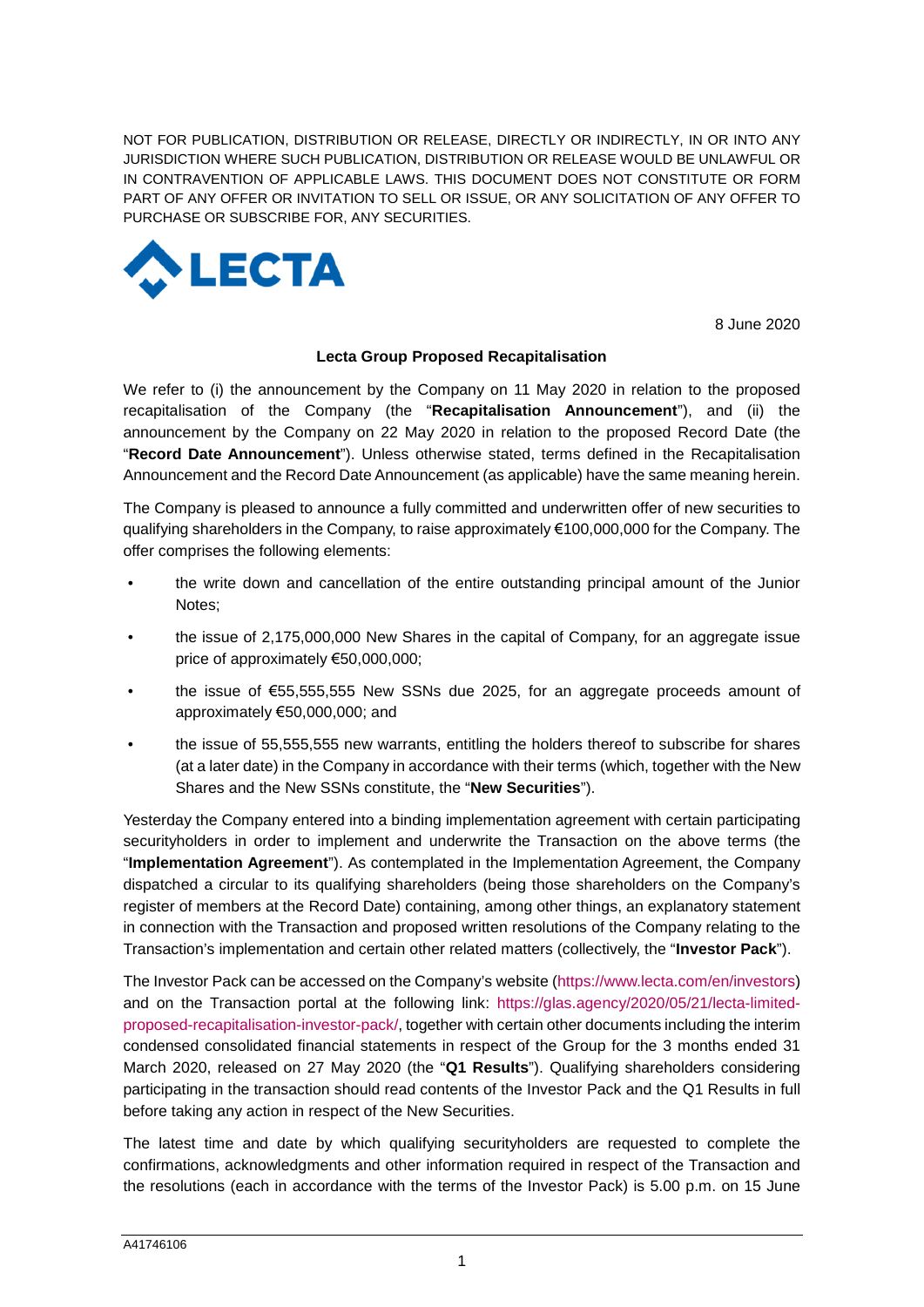NOT FOR PUBLICATION, DISTRIBUTION OR RELEASE, DIRECTLY OR INDIRECTLY, IN OR INTO ANY JURISDICTION WHERE SUCH PUBLICATION, DISTRIBUTION OR RELEASE WOULD BE UNLAWFUL OR IN CONTRAVENTION OF APPLICABLE LAWS. THIS DOCUMENT DOES NOT CONSTITUTE OR FORM PART OF ANY OFFER OR INVITATION TO SELL OR ISSUE, OR ANY SOLICITATION OF ANY OFFER TO PURCHASE OR SUBSCRIBE FOR, ANY SECURITIES.

LECTA

8 June 2020

**Lecta Group Proposed Recapitalisation**

We refer to (i) the announcement by the Company on 11 May 2020 in relation to the proposed recapitalisation of the Company (the "**Recapitalisation Announcement**"), and (ii) the announcement by the Company on 22 May 2020 in relation to the proposed Record Date (the "**Record Date Announcement**"). Unless otherwise stated, terms defined in the Recapitalisation Announcement and the Record Date Announcement (as applicable) have the same meaning herein.

The Company is pleased to announce a fully committed and underwritten offer of new securities to qualifying shareholders in the Company, to raise approximately €100,000,000 for the Company. The offer comprises the following elements:

- the write down and cancellation of the entire outstanding principal amount of the Junior Notes;
- the issue of 2,175,000,000 New Shares in the capital of Company, for an aggregate issue price of approximately €50,000,000;
- the issue of €55,555,555 New SSNs due 2025, for an aggregate proceeds amount of approximately €50,000,000; and
- the issue of 55,555,555 new warrants, entitling the holders thereof to subscribe for shares (at a later date) in the Company in accordance with their terms (which, together with the New Shares and the New SSNs constitute, the "**New Securities**").

Yesterday the Company entered into a binding implementation agreement with certain participating securityholders in order to implement and underwrite the Transaction on the above terms (the "**Implementation Agreement**"). As contemplated in the Implementation Agreement, the Company dispatched a circular to its qualifying shareholders (being those shareholders on the Company's register of members at the Record Date) containing, among other things, an explanatory statement in connection with the Transaction and proposed written resolutions of the Company relating to the Transaction's implementation and certain other related matters (collectively, the "**Investor Pack**").

The Investor Pack can be accessed on the Company's website (https://www.lecta.com/en/investors) and on the Transaction portal at the following link: https://glas.agency/2020/05/21/lecta-limited-proposed-recapitalisation-investor-pack/, together with certain other documents including the interim condensed consolidated financial statements in respect of the Group for the 3 months ended 31 March 2020, released on 27 May 2020 (the "**Q1 Results**"). Qualifying shareholders considering participating in the transaction should read contents of the Investor Pack and the Q1 Results in full before taking any action in respect of the New Securities.

The latest time and date by which qualifying securityholders are requested to complete the confirmations, acknowledgments and other information required in respect of the Transaction and the resolutions (each in accordance with the terms of the Investor Pack) is 5.00 p.m. on 15 June

A41746106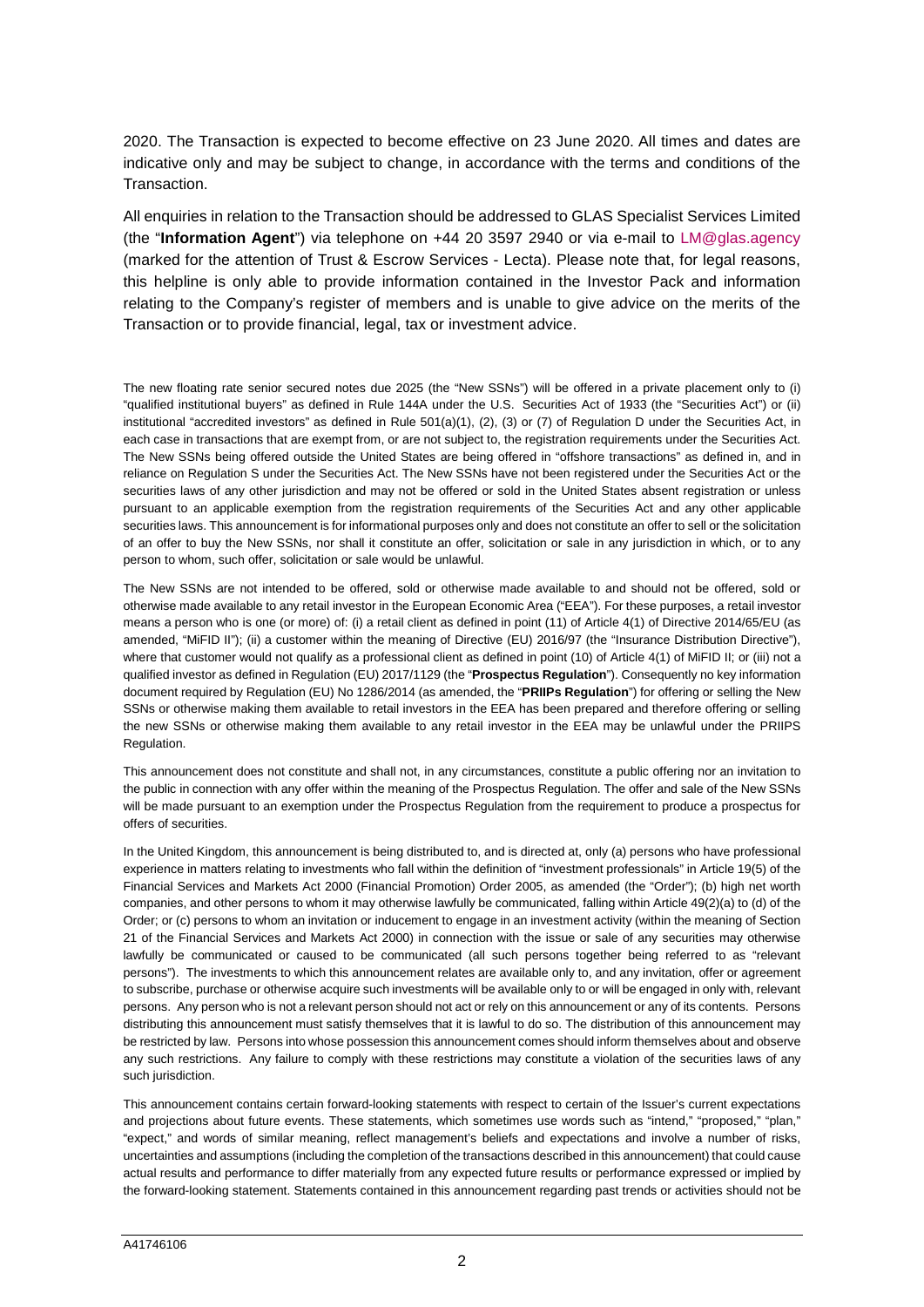2020. The Transaction is expected to become effective on 23 June 2020. All times and dates are indicative only and may be subject to change, in accordance with the terms and conditions of the Transaction.

All enquiries in relation to the Transaction should be addressed to GLAS Specialist Services Limited (the "**Information Agent**") via telephone on +44 20 3597 2940 or via e-mail to LM@glas.agency (marked for the attention of Trust & Escrow Services - Lecta). Please note that, for legal reasons, this helpline is only able to provide information contained in the Investor Pack and information relating to the Company's register of members and is unable to give advice on the merits of the Transaction or to provide financial, legal, tax or investment advice.

The new floating rate senior secured notes due 2025 (the "New SSNs") will be offered in a private placement only to (i) "qualified institutional buyers" as defined in Rule 144A under the U.S. Securities Act of 1933 (the "Securities Act") or (ii) institutional "accredited investors" as defined in Rule 501(a)(1), (2), (3) or (7) of Regulation D under the Securities Act, in each case in transactions that are exempt from, or are not subject to, the registration requirements under the Securities Act. The New SSNs being offered outside the United States are being offered in "offshore transactions" as defined in, and in reliance on Regulation S under the Securities Act. The New SSNs have not been registered under the Securities Act or the securities laws of any other jurisdiction and may not be offered or sold in the United States absent registration or unless pursuant to an applicable exemption from the registration requirements of the Securities Act and any other applicable securities laws. This announcement is for informational purposes only and does not constitute an offer to sell or the solicitation of an offer to buy the New SSNs, nor shall it constitute an offer, solicitation or sale in any jurisdiction in which, or to any person to whom, such offer, solicitation or sale would be unlawful.

The New SSNs are not intended to be offered, sold or otherwise made available to and should not be offered, sold or otherwise made available to any retail investor in the European Economic Area ("EEA"). For these purposes, a retail investor means a person who is one (or more) of: (i) a retail client as defined in point (11) of Article 4(1) of Directive 2014/65/EU (as amended, "MiFID II"); (ii) a customer within the meaning of Directive (EU) 2016/97 (the "Insurance Distribution Directive"), where that customer would not qualify as a professional client as defined in point (10) of Article 4(1) of MiFID II; or (iii) not a qualified investor as defined in Regulation (EU) 2017/1129 (the "**Prospectus Regulation**"). Consequently no key information document required by Regulation (EU) No 1286/2014 (as amended, the "**PRIIPs Regulation**") for offering or selling the New SSNs or otherwise making them available to retail investors in the EEA has been prepared and therefore offering or selling the new SSNs or otherwise making them available to any retail investor in the EEA may be unlawful under the PRIIPS Regulation.

This announcement does not constitute and shall not, in any circumstances, constitute a public offering nor an invitation to the public in connection with any offer within the meaning of the Prospectus Regulation. The offer and sale of the New SSNs will be made pursuant to an exemption under the Prospectus Regulation from the requirement to produce a prospectus for offers of securities.

In the United Kingdom, this announcement is being distributed to, and is directed at, only (a) persons who have professional experience in matters relating to investments who fall within the definition of "investment professionals" in Article 19(5) of the Financial Services and Markets Act 2000 (Financial Promotion) Order 2005, as amended (the "Order"); (b) high net worth companies, and other persons to whom it may otherwise lawfully be communicated, falling within Article 49(2)(a) to (d) of the Order; or (c) persons to whom an invitation or inducement to engage in an investment activity (within the meaning of Section 21 of the Financial Services and Markets Act 2000) in connection with the issue or sale of any securities may otherwise lawfully be communicated or caused to be communicated (all such persons together being referred to as "relevant persons"). The investments to which this announcement relates are available only to, and any invitation, offer or agreement to subscribe, purchase or otherwise acquire such investments will be available only to or will be engaged in only with, relevant persons. Any person who is not a relevant person should not act or rely on this announcement or any of its contents. Persons distributing this announcement must satisfy themselves that it is lawful to do so. The distribution of this announcement may be restricted by law. Persons into whose possession this announcement comes should inform themselves about and observe any such restrictions. Any failure to comply with these restrictions may constitute a violation of the securities laws of any such jurisdiction.

This announcement contains certain forward-looking statements with respect to certain of the Issuer's current expectations and projections about future events. These statements, which sometimes use words such as "intend," "proposed," "plan," "expect," and words of similar meaning, reflect management's beliefs and expectations and involve a number of risks, uncertainties and assumptions (including the completion of the transactions described in this announcement) that could cause actual results and performance to differ materially from any expected future results or performance expressed or implied by the forward-looking statement. Statements contained in this announcement regarding past trends or activities should not be

A41746106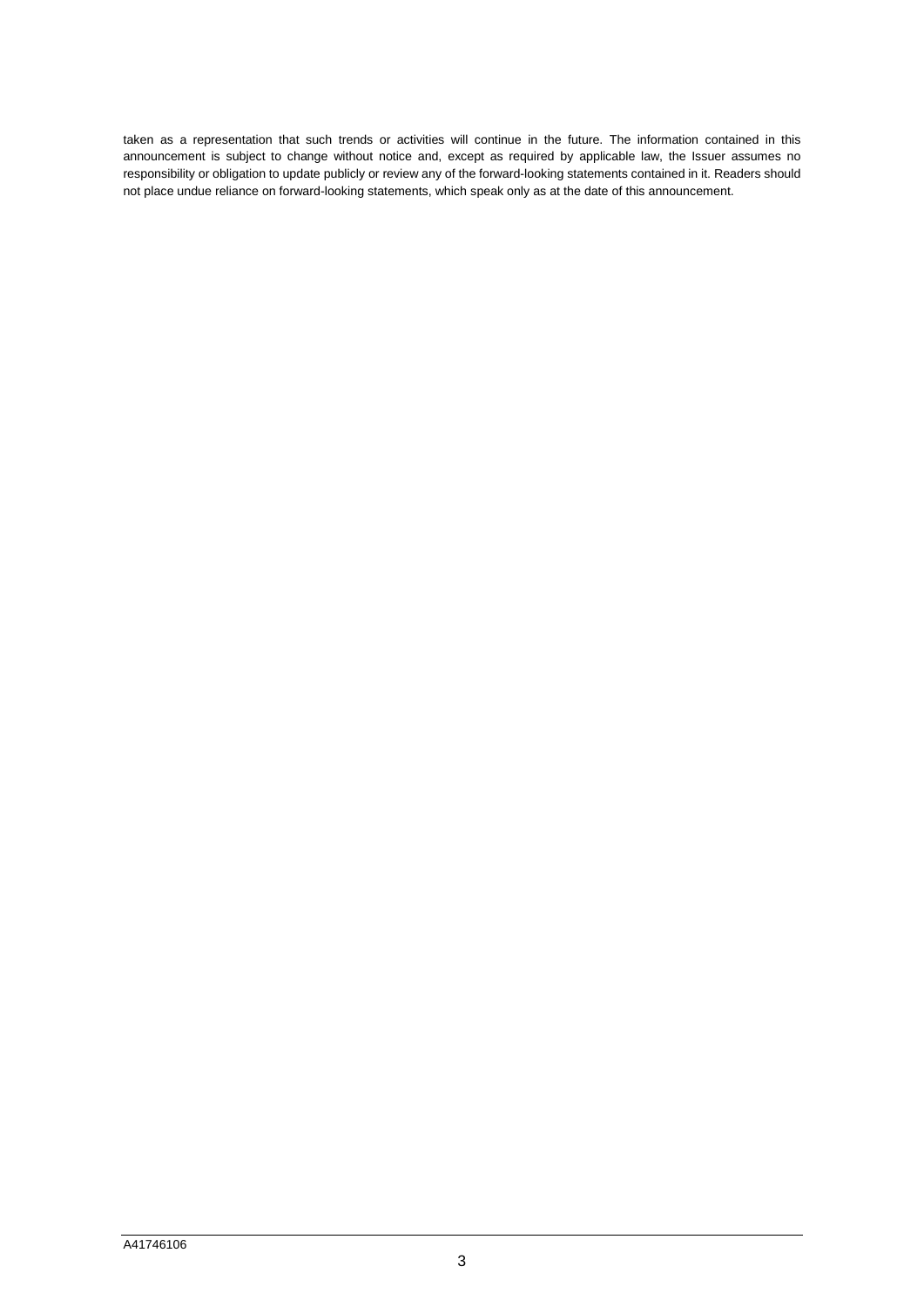taken as a representation that such trends or activities will continue in the future. The information contained in this announcement is subject to change without notice and, except as required by applicable law, the Issuer assumes no responsibility or obligation to update publicly or review any of the forward-looking statements contained in it. Readers should not place undue reliance on forward-looking statements, which speak only as at the date of this announcement.